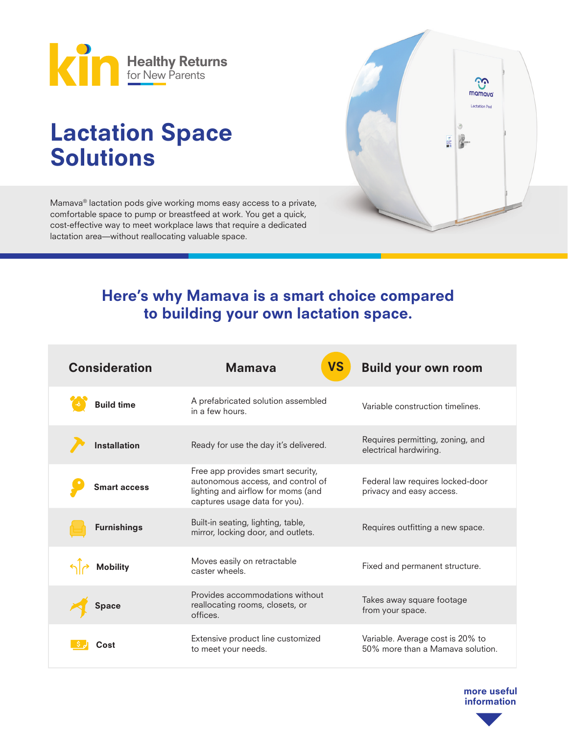kin Healthy Returns for New Parents

# Lactation Space Solutions

Mamava® lactation pods give working moms easy access to a private, comfortable space to pump or breastfeed at work. You get a quick, cost-effective way to meet workplace laws that require a dedicated lactation area—without reallocating valuable space.

## Here's why Mamava is a smart choice compared to building your own lactation space.

| Consideration | Mamava | Build your own room |
|---|---|---|
| Build time | A prefabricated solution assembled in a few hours. | Variable construction timelines. |
| Installation | Ready for use the day it's delivered. | Requires permitting, zoning, and electrical hardwiring. |
| Smart access | Free app provides smart security, autonomous access, and control of lighting and airflow for moms (and captures usage data for you). | Federal law requires locked-door privacy and easy access. |
| Furnishings | Built-in seating, lighting, table, mirror, locking door, and outlets. | Requires outfitting a new space. |
| Mobility | Moves easily on retractable caster wheels. | Fixed and permanent structure. |
| Space | Provides accommodations without reallocating rooms, closets, or offices. | Takes away square footage from your space. |
| Cost | Extensive product line customized to meet your needs. | Variable. Average cost is 20% to 50% more than a Mamava solution. |

more useful information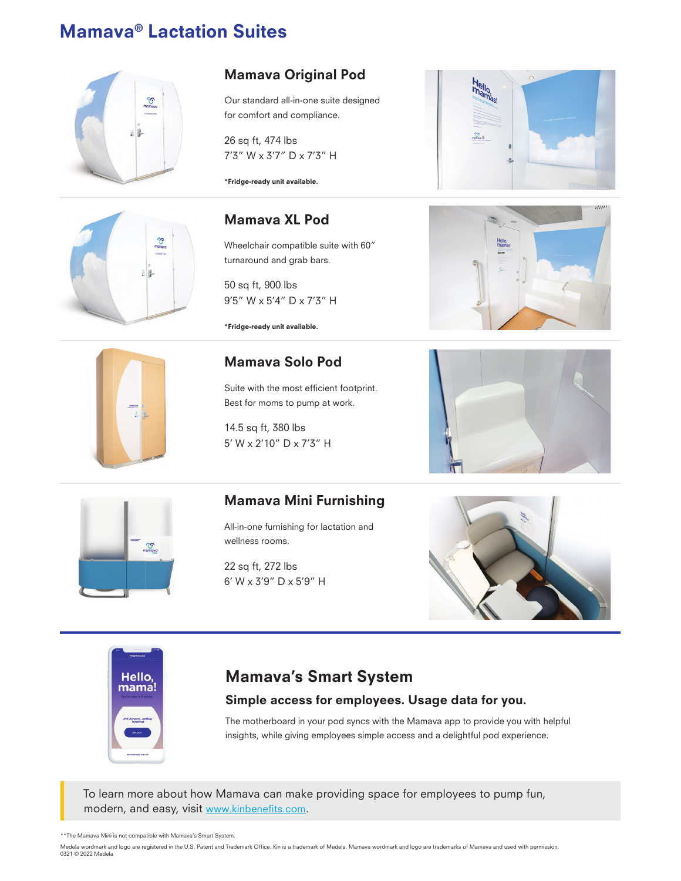# Mamava® Lactation Suites

## Mamava Original Pod

Our standard all-in-one suite designed for comfort and compliance.

26 sq ft, 474 lbs
7'3" W x 3'7" D x 7'3" H

**\*Fridge-ready unit available.**

## Mamava XL Pod

Wheelchair compatible suite with 60" turnaround and grab bars.

50 sq ft, 900 lbs
9'5" W x 5'4" D x 7'3" H

**\*Fridge-ready unit available.**

## Mamava Solo Pod

Suite with the most efficient footprint. Best for moms to pump at work.

14.5 sq ft, 380 lbs
5' W x 2'10" D x 7'3" H

## Mamava Mini Furnishing

All-in-one furnishing for lactation and wellness rooms.

22 sq ft, 272 lbs
6' W x 3'9" D x 5'9" H

## Mamava's Smart System

### Simple access for employees. Usage data for you.

The motherboard in your pod syncs with the Mamava app to provide you with helpful insights, while giving employees simple access and a delightful pod experience.

To learn more about how Mamava can make providing space for employees to pump fun, modern, and easy, visit www.kinbenefits.com.

**The Mamava Mini is not compatible with Mamava's Smart System.

Medela wordmark and logo are registered in the U.S. Patent and Trademark Office. Kin is a trademark of Medela. Mamava wordmark and logo are trademarks of Mamava and used with permission.
0321 © 2022 Medela